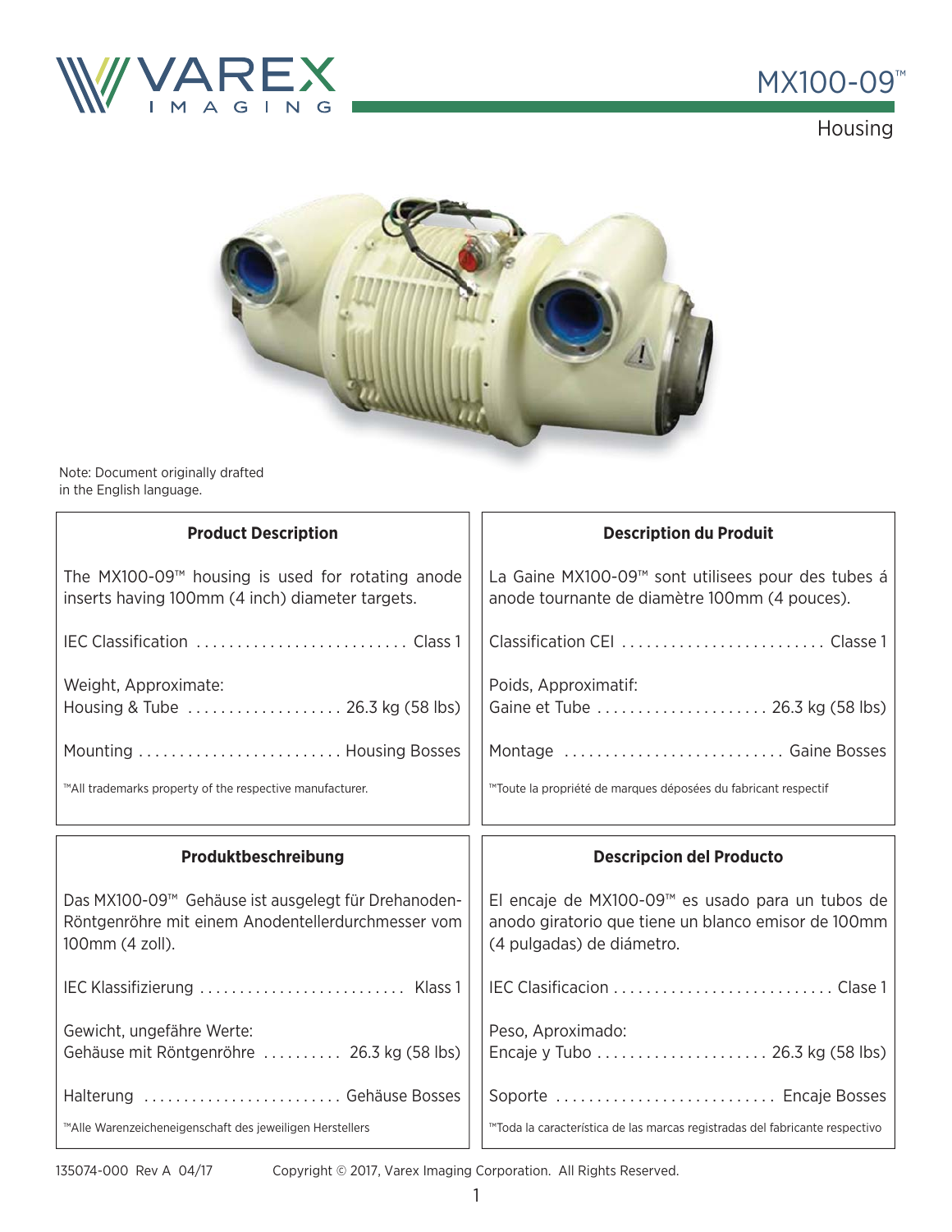# MX100-09™

## Housing

Note: Document originally drafted in the English language.

### Product Description

The MX100-09™ housing is used for rotating anode inserts having 100mm (4 inch) diameter targets.

| | |
|---|---|
| IEC Classification | Class 1 |
| Weight, Approximate: Housing & Tube | 26.3 kg (58 lbs) |
| Mounting | Housing Bosses |

™All trademarks property of the respective manufacturer.

### Description du Produit

La Gaine MX100-09™ sont utilisees pour des tubes á anode tournante de diamètre 100mm (4 pouces).

| | |
|---|---|
| Classification CEI | Classe 1 |
| Poids, Approximatif: Gaine et Tube | 26.3 kg (58 lbs) |
| Montage | Gaine Bosses |

™Toute la propriété de marques déposées du fabricant respectif

### Produktbeschreibung

Das MX100-09™ Gehäuse ist ausgelegt für Drehanoden-Röntgenröhre mit einem Anodentellerdurchmesser vom 100mm (4 zoll).

| | |
|---|---|
| IEC Klassifizierung | Klass 1 |
| Gewicht, ungefähre Werte: Gehäuse mit Röntgenröhre | 26.3 kg (58 lbs) |
| Halterung | Gehäuse Bosses |

™Alle Warenzeicheneigenschaft des jeweiligen Herstellers

### Descripcion del Producto

El encaje de MX100-09™ es usado para un tubos de anodo giratorio que tiene un blanco emisor de 100mm (4 pulgadas) de diámetro.

| | |
|---|---|
| IEC Clasificacion | Clase 1 |
| Peso, Aproximado: Encaje y Tubo | 26.3 kg (58 lbs) |
| Soporte | Encaje Bosses |

™Toda la característica de las marcas registradas del fabricante respectivo

135074-000 Rev A 04/17 Copyright © 2017, Varex Imaging Corporation. All Rights Reserved.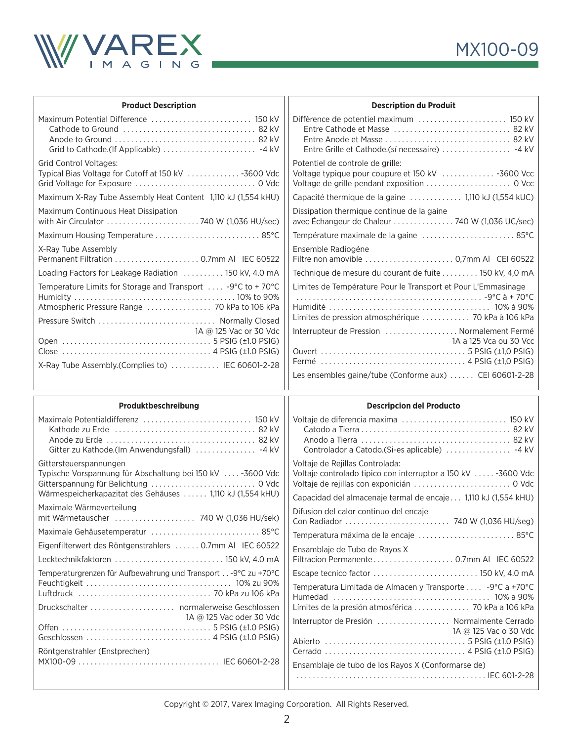## Product Description

Maximum Potential Difference .......................... 150 kV
Cathode to Ground .......................... 82 kV
Anode to Ground .......................... 82 kV
Grid to Cathode.(If Applicable) .......................... -4 kV

Grid Control Voltages:
Typical Bias Voltage for Cutoff at 150 kV .............. -3600 Vdc
Grid Voltage for Exposure .......................... 0 Vdc

Maximum X-Ray Tube Assembly Heat Content 1,110 kJ (1,554 kHU)

Maximum Continuous Heat Dissipation
with Air Circulator .......................... 740 W (1,036 HU/sec)

Maximum Housing Temperature .......................... 85°C

X-Ray Tube Assembly
Permanent Filtration .......................... 0.7mm Al IEC 60522

Loading Factors for Leakage Radiation .......... 150 kV, 4.0 mA

Temperature Limits for Storage and Transport .... -9°C to + 70°C
Humidity .......................... 10% to 90%
Atmospheric Pressure Range .......................... 70 kPa to 106 kPa

Pressure Switch .......................... Normally Closed
1A @ 125 Vac or 30 Vdc
Open .......................... 5 PSIG (±1.0 PSIG)
Close .......................... 4 PSIG (±1.0 PSIG)

X-Ray Tube Assembly.(Complies to) .......................... IEC 60601-2-28

## Description du Produit

Diffèrence de potentiel maximum .......................... 150 kV
Entre Cathode et Masse .......................... 82 kV
Entre Anode et Masse .......................... 82 kV
Entre Grille et Cathode.(sí necessaire) .......................... -4 kV

Potentiel de controle de grille:
Voltage typique pour coupure et 150 kV .............. -3600 Vcc
Voltage de grille pendant exposition .......................... 0 Vcc

Capacité thermique de la gaine .............. 1,110 kJ (1,554 kUC)

Dissipation thermique continue de la gaine
avec Échangeur de Chaleur .......................... 740 W (1,036 UC/sec)

Température maximale de la gaine .......................... 85°C

Ensemble Radiogéne
Filtre non amovible .......................... 0,7mm Al CEI 60522

Technique de mesure du courant de fuite .......... 150 kV, 4,0 mA

Limites de Température Pour le Transport et Pour L'Emmasinage
.......................... -9°C à + 70°C
Humidité .......................... 10% à 90%
Limites de pression atmosphérique .......................... 70 kPa à 106 kPa

Interrupteur de Pression .......................... Normalement Fermé
1A a 125 Vca ou 30 Vcc
Ouvert .......................... 5 PSIG (±1,0 PSIG)
Fermé .......................... 4 PSIG (±1,0 PSIG)

Les ensembles gaine/tube (Conforme aux) ...... CEI 60601-2-28

## Produktbeschreibung

Maximale Potentialdifferenz .......................... 150 kV
Kathode zu Erde .......................... 82 kV
Anode zu Erde .......................... 82 kV
Gitter zu Kathode.(Im Anwendungsfall) .......................... -4 kV

Gittersteuerspannungen
Typische Vorspannung für Abschaltung bei 150 kV .... -3600 Vdc
Gitterspannung für Belichtung .......................... 0 Vdc
Wärmespeicherkapazitat des Gehäuses ...... 1,110 kJ (1,554 kHU)

Maximale Wärmeverteilung
mit Wärmetauscher .......................... 740 W (1,036 HU/sek)

Maximale Gehäusetemperatur .......................... 85°C

Eigenfilterwert des Röntgenstrahlers ...... 0.7mm Al IEC 60522

Lecktechnikfaktoren .......................... 150 kV, 4.0 mA

Temperaturgrenzen für Aufbewahrung und Transport . . -9°C zu +70°C
Feuchtigkeit .......................... 10% zu 90%
Luftdruck .......................... 70 kPa to 106 kPa

Druckschalter .......................... normalerweise Geschlossen
1A @ 125 Vac oder 30 Vdc
Offen .......................... 5 PSIG (±1.0 PSIG)
Geschlossen .......................... 4 PSIG (±1.0 PSIG)

Röntgenstrahler (Enstprechen)
MX100-09 .......................... IEC 60601-2-28

## Descripcion del Producto

Voltaje de diferencia maxima .......................... 150 kV
Catodo a Tierra .......................... 82 kV
Anodo a Tierra .......................... 82 kV
Controlador a Catodo.(Si-es aplicable) .......................... -4 kV

Voltaje de Rejillas Controlada:
Voltaje controlado tipico con interruptor a 150 kV ..... -3600 Vdc
Voltaje de rejillas con exponición .......................... 0 Vdc

Capacidad del almacenaje termal de encaje . . . 1,110 kJ (1,554 kHU)

Difusion del calor continuo del encaje
Con Radiador .......................... 740 W (1,036 HU/seg)

Temperatura máxima de la encaje .......................... 85°C

Ensamblaje de Tubo de Rayos X
Filtracion Permanente .......................... 0.7mm Al IEC 60522

Escape tecnico factor .......................... 150 kV, 4.0 mA

Temperatura Limitada de Almacen y Transporte .... -9°C a +70°C
Humedad .......................... 10% a 90%
Límites de la presión atmosférica .......................... 70 kPa a 106 kPa

Interruptor de Presión .......................... Normalmente Cerrado
1A @ 125 Vac o 30 Vdc
Abierto .......................... 5 PSIG (±1.0 PSIG)
Cerrado .......................... 4 PSIG (±1.0 PSIG)

Ensamblaje de tubo de los Rayos X (Conformarse de)
.......................... IEC 601-2-28

Copyright © 2017, Varex Imaging Corporation. All Rights Reserved.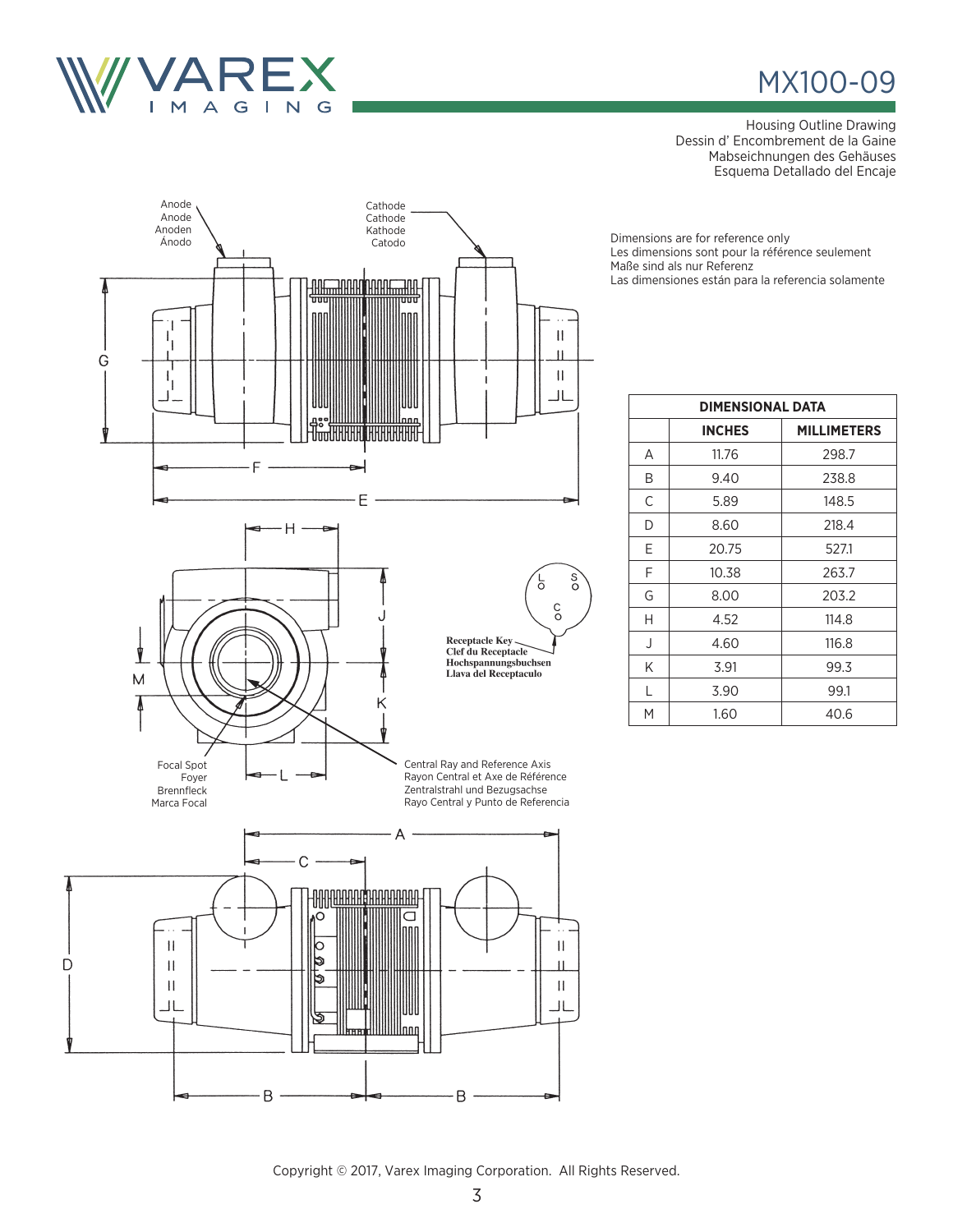# MX100-09

Housing Outline Drawing
Dessin d' Encombrement de la Gaine
Mabseichnungen des Gehäuses
Esquema Detallado del Encaje

Anode
Anode
Anoden
Ánodo

Cathode
Cathode
Kathode
Catodo

Dimensions are for reference only
Les dimensions sont pour la référence seulement
Maße sind als nur Referenz
Las dimensiones están para la referencia solamente

Receptacle Key
Clef du Receptacle
Hochspannungsbuchsen
Llava del Receptaculo

Focal Spot
Foyer
Brennfleck
Marca Focal

Central Ray and Reference Axis
Rayon Central et Axe de Référence
Zentralstrahl und Bezugsachse
Rayo Central y Punto de Referencia

| DIMENSIONAL DATA | | |
|---|---|---|
| | INCHES | MILLIMETERS |
| A | 11.76 | 298.7 |
| B | 9.40 | 238.8 |
| C | 5.89 | 148.5 |
| D | 8.60 | 218.4 |
| E | 20.75 | 527.1 |
| F | 10.38 | 263.7 |
| G | 8.00 | 203.2 |
| H | 4.52 | 114.8 |
| J | 4.60 | 116.8 |
| K | 3.91 | 99.3 |
| L | 3.90 | 99.1 |
| M | 1.60 | 40.6 |

Copyright © 2017, Varex Imaging Corporation. All Rights Reserved.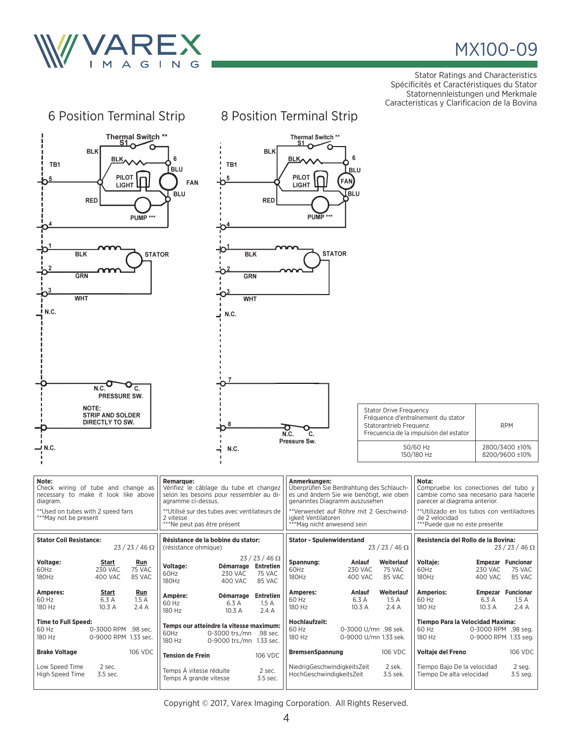# MX100-09

Stator Ratings and Characteristics
Spécificités et Caractéristiques du Stator
Statornennleistungen und Merkmale
Caracteristicas y Clarificacion de la Bovina

## 6 Position Terminal Strip

Thermal Switch ** S1
BLK
BLK
TB1
6
BLU
5
PILOT LIGHT
FAN
BLU
RED
PUMP ***
4
1
BLK
STATOR
2
GRN
3
WHT
N.C.
N.C.
C.
PRESSURE SW.
NOTE: STRIP AND SOLDER DIRECTLY TO SW.
N.C.

## 8 Position Terminal Strip

Thermal Switch ** S1
BLK
BLK
TB1
6
BLU
5
PILOT LIGHT
FAN
BLU
RED
PUMP ***
4
1
BLK
STATOR
2
GRN
3
WHT
N.C.
7
8
N.C.
C.
Pressure Sw.
N.C.

| Stator Drive Frequency<br>Fréquence d'entraînement du stator<br>Statorantrieb Frequenz<br>Frecuencia de la impulsión del estator | RPM |
|---|---|
| 50/60 Hz<br>150/180 Hz | 2800/3400 ±10%<br>8200/9600 ±10% |

**Note:**
Check wiring of tube and change as necessary to make it look like above diagram.

**Used on tubes with 2 speed fans
***May not be present

**Remarque:**
Vérifiez le câblage du tube et changez selon les besoins pour ressembler au diagramme ci-dessus.

**Utilisé sur des tubes avec ventilateurs de 2 vitesse
***Ne peut pas être présent

**Anmerkungen:**
Überprüfen Sie Berdrahtung des Schlauches und ändern Sie wie benötigt, wie oben genanntes Diagramm auszusehen

**Verwendet auf Röhre mit 2 Geschwindigkeit Ventilatoren
***Mag nicht anwesend sein

**Nota:**
Compruebe los conectiones del tubo y cambie como sea necesario para hacerle parecer al diagrama anterior.

**Utilizado en los tubos con ventiladores de 2 velocidad
***Puede que no este presente

**Stator Coil Resistance:** 23 / 23 / 46 Ω

| Voltage: | Start | Run |
|---|---|---|
| 60Hz | 230 VAC | 75 VAC |
| 180Hz | 400 VAC | 85 VAC |

| Amperes: | Start | Run |
|---|---|---|
| 60 Hz | 6.3 A | 1.5 A |
| 180 Hz | 10.3 A | 2.4 A |

**Time to Full Speed:**
60 Hz — 0-3000 RPM — .98 sec.
180 Hz — 0-9000 RPM — 1.33 sec.

**Brake Voltage** — 106 VDC

Low Speed Time — 2 sec.
High Speed Time — 3.5 sec.

**Résistance de la bobine du stator:** (résistance ohmique) 23 / 23 / 46 Ω

| Voltage: | Démarrage | Entretien |
|---|---|---|
| 60Hz | 230 VAC | 75 VAC |
| 180Hz | 400 VAC | 85 VAC |

| Ampère: | Démarrage | Entretien |
|---|---|---|
| 60 Hz | 6.3 A | 1.5 A |
| 180 Hz | 10.3 A | 2.4 A |

**Temps our atteindre la vitesse maximum:**
60Hz — 0-3000 trs./mn — .98 sec.
180 Hz — 0-9000 trs./mn — 1.33 sec.

**Tension de Frein** — 106 VDC

Temps Á vitesse réduite — 2 sec.
Temps Á grande vitesse — 3.5 sec.

**Stator - Spulenwiderstand** 23 / 23 / 46 Ω

| Spannung: | Anlauf | Weiterlauf |
|---|---|---|
| 60Hz | 230 VAC | 75 VAC |
| 180Hz | 400 VAC | 85 VAC |

| Amperes: | Anlauf | Weiterlauf |
|---|---|---|
| 60 Hz | 6.3 A | 1.5 A |
| 180 Hz | 10.3 A | 2.4 A |

**Hochlaufzeit:**
60 Hz — 0-3000 U/mn — .98 sek.
180 Hz — 0-9000 U/mn — 1.33 sek.

**BremsenSpannung** — 106 VDC

NiedrigGeschwindigkeitsZeit — 2 sek.
HochGeschwindigkeitsZeit — 3.5 sek.

**Resistencia del Rollo de la Bovina:** 23 / 23 / 46 Ω

| Voltaje: | Empezar | Funcionar |
|---|---|---|
| 60Hz | 230 VAC | 75 VAC |
| 180Hz | 400 VAC | 85 VAC |

| Amperios: | Empezar | Funcionar |
|---|---|---|
| 60 Hz | 6.3 A | 1.5 A |
| 180 Hz | 10.3 A | 2.4 A |

**Tiempo Para la Velocidad Maxima:**
60 Hz — 0-3000 RPM — .98 seg.
180 Hz — 0-9000 RPM — 1.33 seg.

**Voltaje del Freno** — 106 VDC

Tiempo Bajo De la velocidad — 2 seg.
Tiempo De alta velocidad — 3.5 seg.

Copyright © 2017, Varex Imaging Corporation. All Rights Reserved.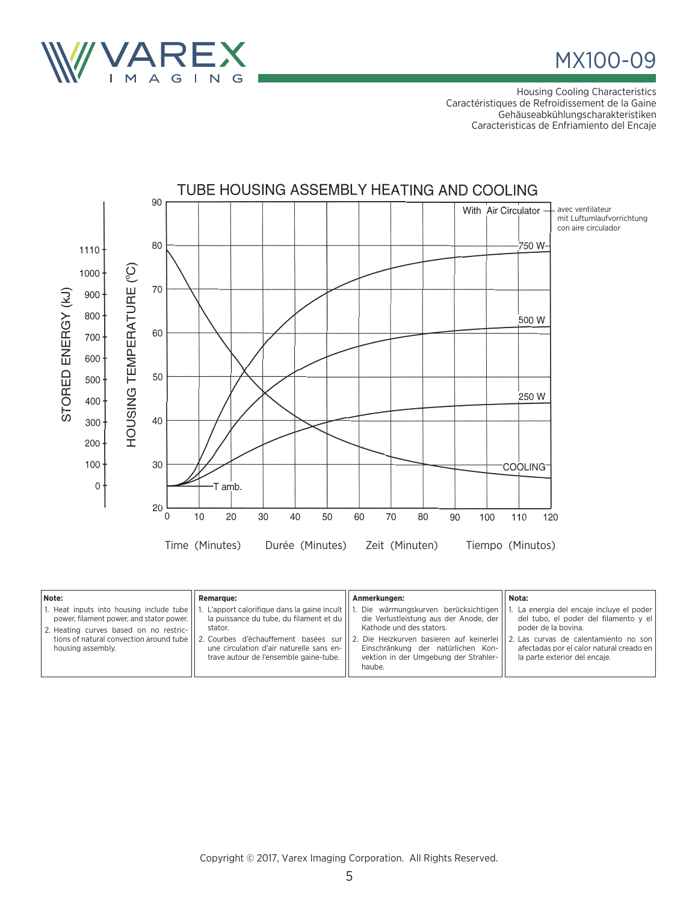# MX100-09

Housing Cooling Characteristics
Caractéristiques de Refroidissement de la Gaine
Gehäuseabkühlungscharakteristiken
Caracteristicas de Enfriamiento del Encaje

TUBE HOUSING ASSEMBLY HEATING AND COOLING

With Air Circulator — avec ventilateur / mit Luftumlaufvorrichtung / con aire circulador

750 W, 500 W, 250 W, COOLING, T amb.

STORED ENERGY (kJ): 0, 100, 200, 300, 400, 500, 600, 700, 800, 900, 1000, 1110

HOUSING TEMPERATURE (°C): 20, 30, 40, 50, 60, 70, 80, 90

Time (Minutes) Durée (Minutes) Zeit (Minuten) Tiempo (Minutos): 0, 10, 20, 30, 40, 50, 60, 70, 80, 90, 100, 110, 120

**Note:**

1. Heat inputs into housing include tube power, filament power, and stator power.
2. Heating curves based on no restrictions of natural convection around tube housing assembly.

**Remarque:**

1. L'apport calorifique dans la gaine incult la puissance du tube, du filament et du stator.
2. Courbes d'échauffement basées sur une circulation d'air naturelle sans entrave autour de l'ensemble gaine-tube.

**Anmerkungen:**

1. Die wärmungskurven berücksichtigen die Verlustleistung aus der Anode, der Kathode und des stators.
2. Die Heizkurven basieren auf keinerlei Einschränkung der natürlichen Konvektion in der Umgebung der Strahlerhaube.

**Nota:**

1. La energia del encaje incluye el poder del tubo, el poder del filamento y el poder de la bovina.
2. Las curvas de calentamiento no son afectadas por el calor natural creado en la parte exterior del encaje.

Copyright © 2017, Varex Imaging Corporation. All Rights Reserved.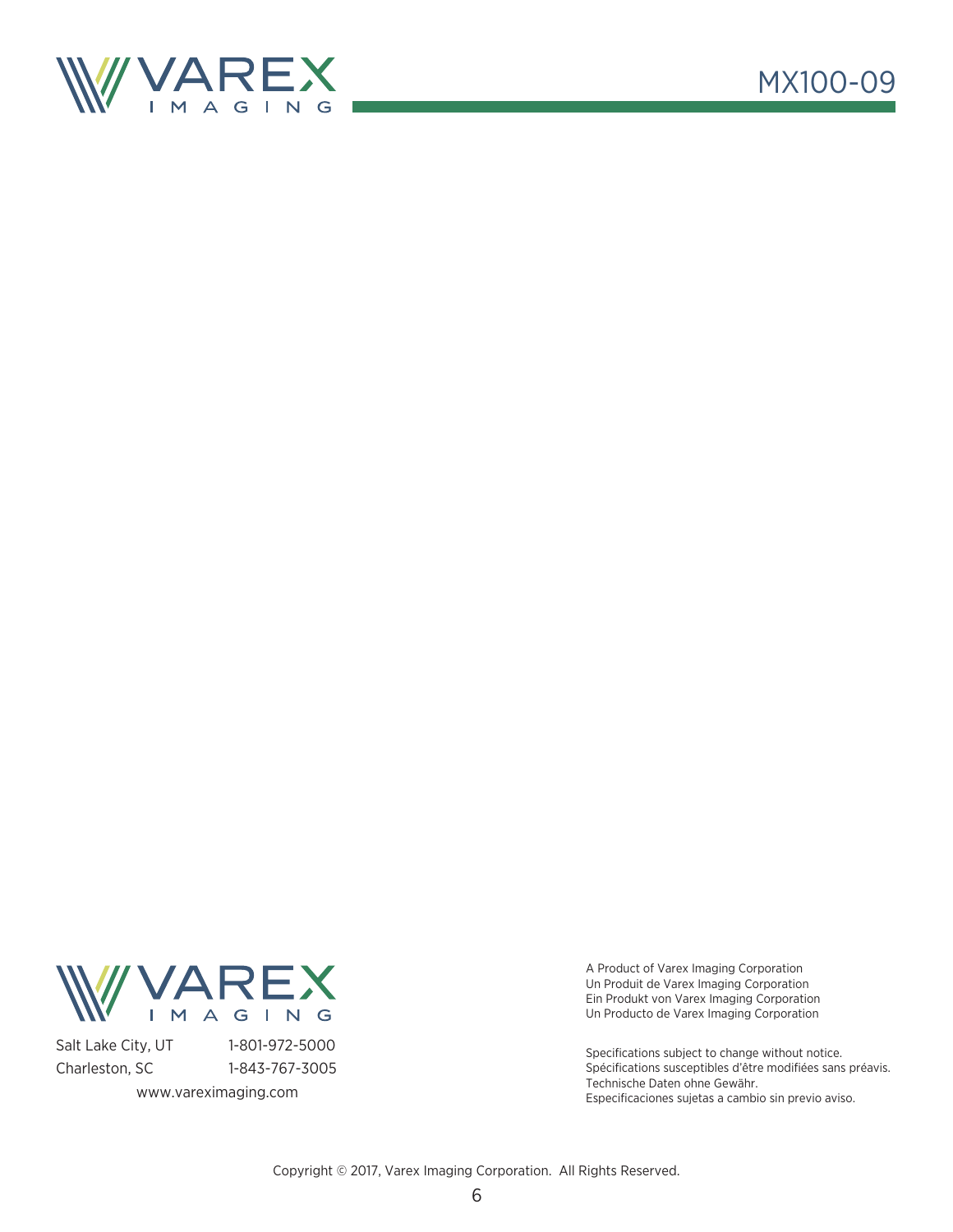VAREX IMAGING

Salt Lake City, UT 1-801-972-5000
Charleston, SC 1-843-767-3005
www.vareximaging.com

A Product of Varex Imaging Corporation
Un Produit de Varex Imaging Corporation
Ein Produkt von Varex Imaging Corporation
Un Producto de Varex Imaging Corporation

Specifications subject to change without notice.
Spécifications susceptibles d'être modifiées sans préavis.
Technische Daten ohne Gewähr.
Especificaciones sujetas a cambio sin previo aviso.

Copyright © 2017, Varex Imaging Corporation. All Rights Reserved.